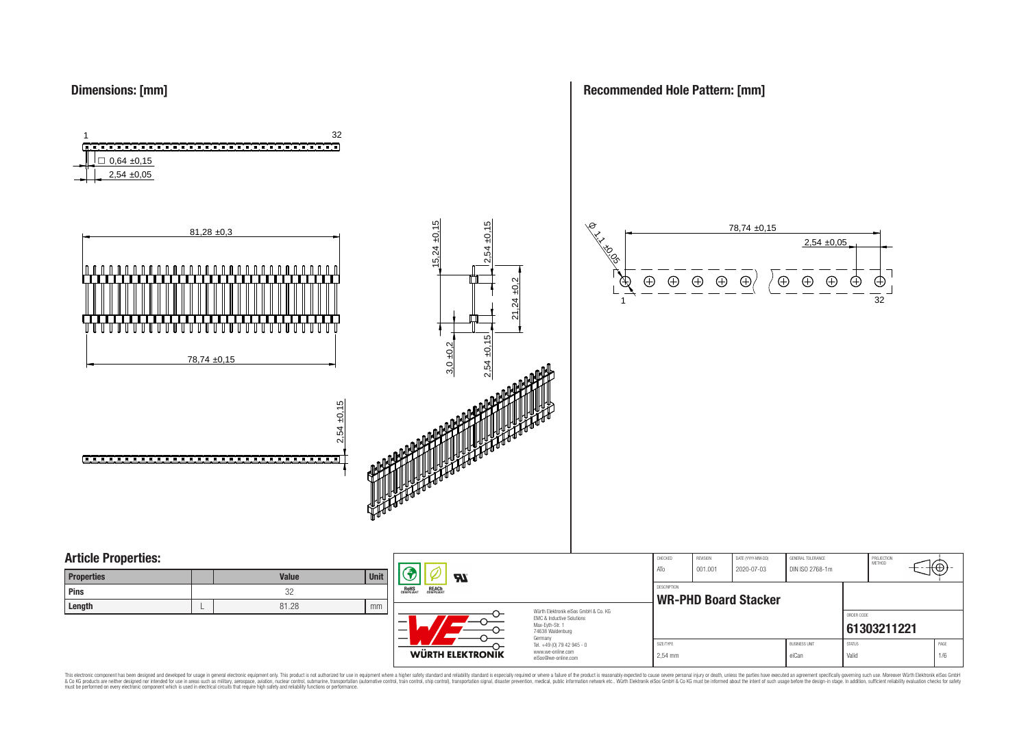## Dimensions: [mm]

1 32

□ 0,64 ±0,15

2,54 ±0,05

81,28 ±0,3

78,74 ±0,15

15,24 ±0,15

2,54 ±0,15

21,24 ±0,2

3,0 ±0,2

2,54 ±0,15

2,54 ±0,15

## Recommended Hole Pattern: [mm]

Ø 1,1 ±0,05

78,74 ±0,15

2,54 ±0,05

1 32

## Article Properties:

| Properties | | Value | Unit |
|---|---|---|---|
| Pins | | 32 | |
| Length | L | 81.28 | mm |

| CHECKED | REVISION | DATE (YYYY-MM-DD) | GENERAL TOLERANCE | PROJECTION METHOD |
|---|---|---|---|---|
| ATo | 001.001 | 2020-07-03 | DIN ISO 2768-1m | |

DESCRIPTION

**WR-PHD Board Stacker**

ORDER CODE

**61303211221**

| SIZE/TYPE | BUSINESS UNIT | STATUS | PAGE |
|---|---|---|---|
| 2,54 mm | eiCan | Valid | 1/6 |

Würth Elektronik eiSos GmbH & Co. KG
EMC & Inductive Solutions
Max-Eyth-Str. 1
74638 Waldenburg
Germany
Tel. +49 (0) 79 42 945 - 0
www.we-online.com
eiSos@we-online.com

WÜRTH ELEKTRONIK

RoHS COMPLIANT REACh COMPLIANT

This electronic component has been designed and developed for usage in general electronic equipment only. This product is not authorized for use in equipment where a higher safety standard and reliability standard is especially required or where a failure of the product is reasonably expected to cause severe personal injury or death, unless the parties have executed an agreement specifically governing such use. Moreover Würth Elektronik eiSos GmbH & Co KG products are neither designed nor intended for use in areas such as military, aerospace, aviation, nuclear control, submarine, transportation (automotive control, train control, ship control), transportation signal, disaster prevention, medical, public information network etc.. Würth Elektronik eiSos GmbH & Co KG must be informed about the intent of such usage before the design-in stage. In addition, sufficient reliability evaluation checks for safety must be performed on every electronic component which is used in electrical circuits that require high safety and reliability functions or performance.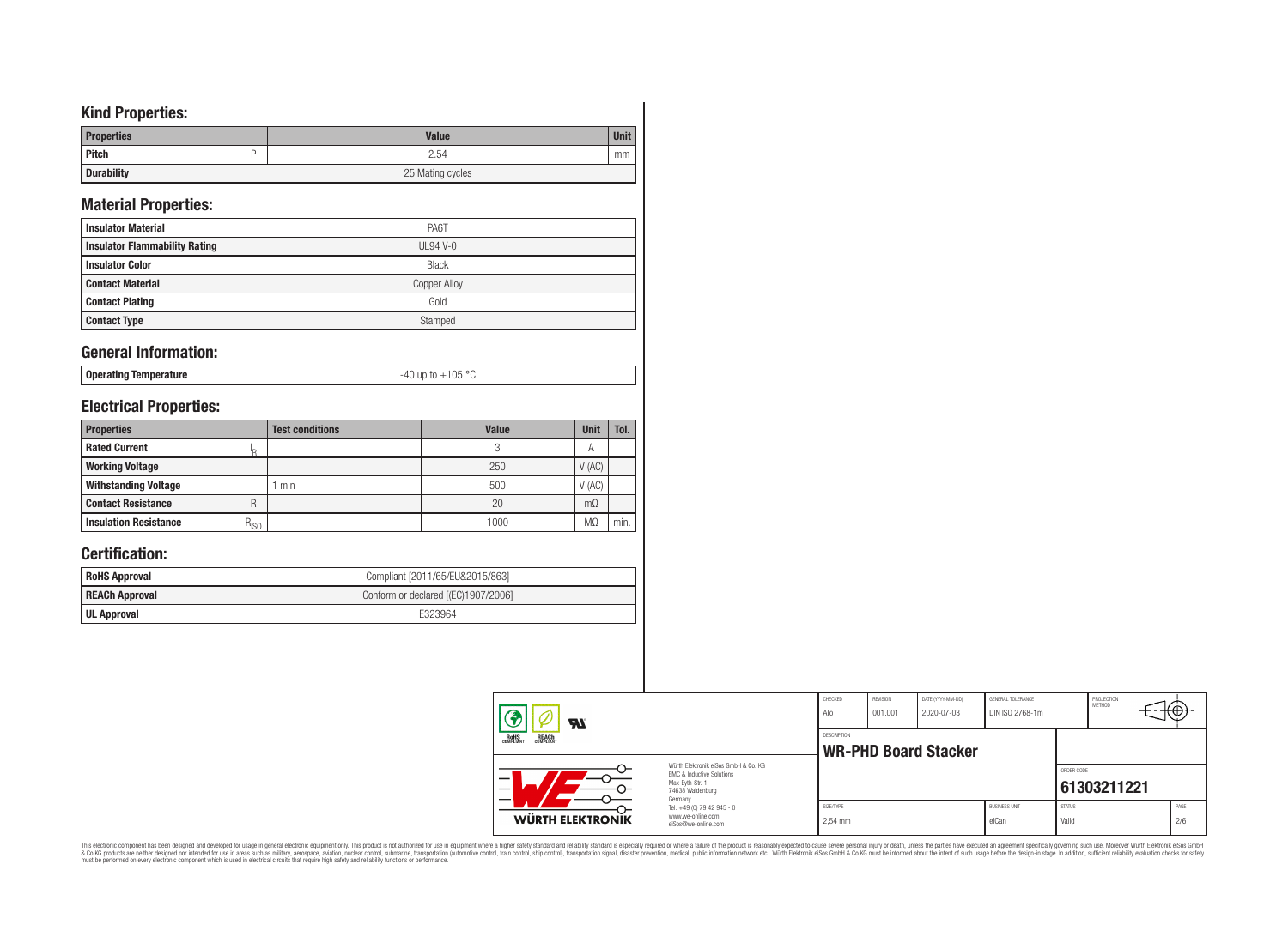## Kind Properties:

| Properties | | Value | Unit |
|---|---|---|---|
| Pitch | P | 2.54 | mm |
| Durability | | 25 Mating cycles | |

## Material Properties:

| | |
|---|---|
| Insulator Material | PA6T |
| Insulator Flammability Rating | UL94 V-0 |
| Insulator Color | Black |
| Contact Material | Copper Alloy |
| Contact Plating | Gold |
| Contact Type | Stamped |

## General Information:

| | |
|---|---|
| Operating Temperature | -40 up to +105 °C |

## Electrical Properties:

| Properties | | Test conditions | Value | Unit | Tol. |
|---|---|---|---|---|---|
| Rated Current | $I_R$ | | 3 | A | |
| Working Voltage | | | 250 | V (AC) | |
| Withstanding Voltage | | 1 min | 500 | V (AC) | |
| Contact Resistance | R | | 20 | mΩ | |
| Insulation Resistance | $R_{ISO}$ | | 1000 | MΩ | min. |

## Certification:

| | |
|---|---|
| RoHS Approval | Compliant [2011/65/EU&2015/863] |
| REACh Approval | Conform or declared [(EC)1907/2006] |
| UL Approval | E323964 |

| CHECKED | REVISION | DATE (YYYY-MM-DD) | GENERAL TOLERANCE | PROJECTION METHOD |
|---|---|---|---|---|
| ATo | 001.001 | 2020-07-03 | DIN ISO 2768-1m | |

DESCRIPTION: **WR-PHD Board Stacker**

Würth Elektronik eiSos GmbH & Co. KG
EMC & Inductive Solutions
Max-Eyth-Str. 1
74638 Waldenburg
Germany
Tel. +49 (0) 79 42 945 - 0
www.we-online.com
eiSos@we-online.com

ORDER CODE: **61303211221**

| SIZE/TYPE | BUSINESS UNIT | STATUS | PAGE |
|---|---|---|---|
| 2,54 mm | eiCan | Valid | 2/6 |

This electronic component has been designed and developed for usage in general electronic equipment only. This product is not authorized for use in equipment where a higher safety standard and reliability standard is especially required or where a failure of the product is reasonably expected to cause severe personal injury or death, unless the parties have executed an agreement specifically governing such use. Moreover Würth Elektronik eiSos GmbH & Co KG products are neither designed nor intended for use in areas such as military, aerospace, aviation, nuclear control, submarine, transportation (automotive control, train control, ship control), transportation signal, disaster prevention, medical, public information network etc.. Würth Elektronik eiSos GmbH & Co KG must be informed about the intent of such usage before the design-in stage. In addition, sufficient reliability evaluation checks for safety must be performed on every electronic component which is used in electrical circuits that require high safety and reliability functions or performance.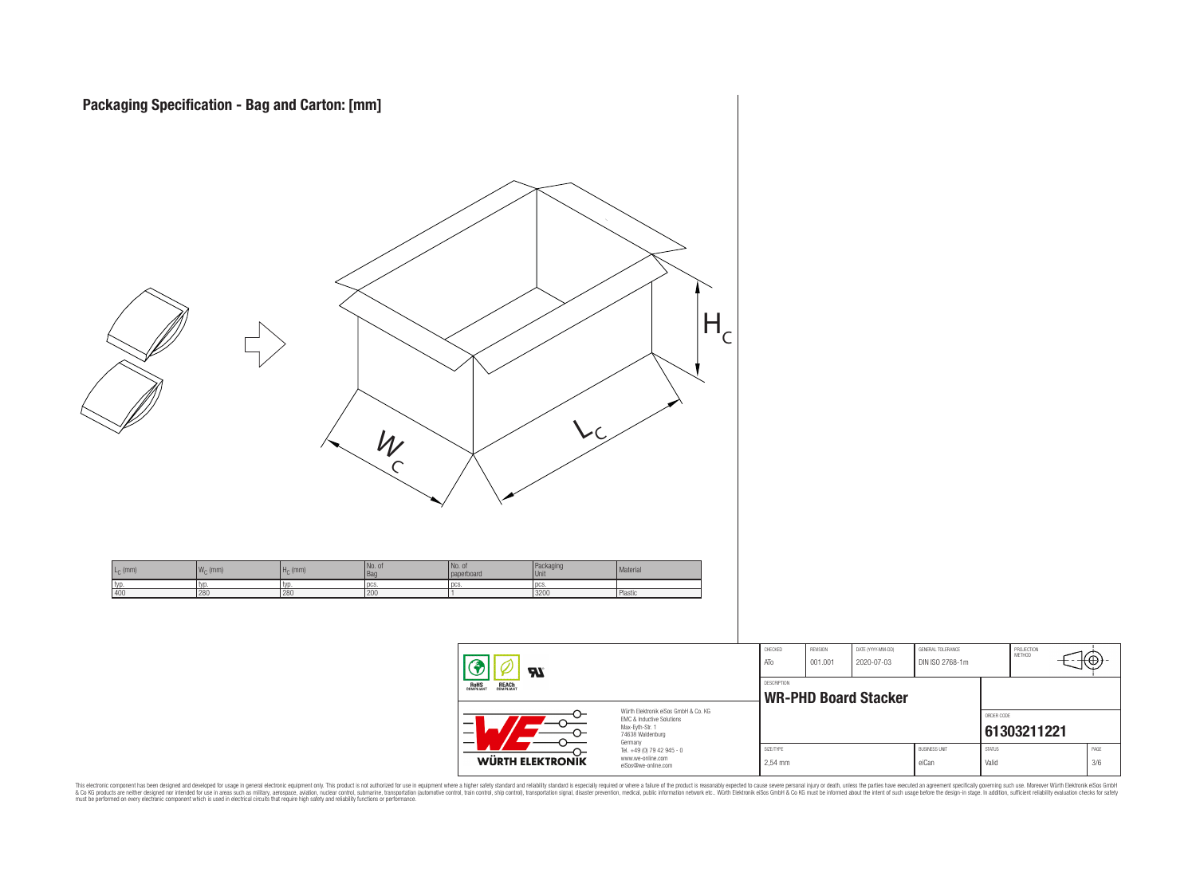## Packaging Specification - Bag and Carton: [mm]

| $L_C$ (mm) | $W_C$ (mm) | $H_C$ (mm) | No. of Bag | No. of paperboard | Packaging Unit | Material |
|---|---|---|---|---|---|---|
| typ. | typ. | typ. | pcs. | pcs. | pcs. | |
| 400 | 280 | 280 | 200 | 1 | 3200 | Plastic |

| CHECKED | REVISION | DATE (YYYY-MM-DD) | GENERAL TOLERANCE | PROJECTION METHOD |
|---|---|---|---|---|
| ATo | 001.001 | 2020-07-03 | DIN ISO 2768-1m | |

DESCRIPTION
**WR-PHD Board Stacker**

ORDER CODE
**61303211221**

| SIZE/TYPE | BUSINESS UNIT | STATUS | PAGE |
|---|---|---|---|
| 2,54 mm | eiCan | Valid | 3/6 |

RoHS COMPLIANT · REACh COMPLIANT

WÜRTH ELEKTRONIK

Würth Elektronik eiSos GmbH & Co. KG
EMC & Inductive Solutions
Max-Eyth-Str. 1
74638 Waldenburg
Germany
Tel. +49 (0) 79 42 945 - 0
www.we-online.com
eiSos@we-online.com

This electronic component has been designed and developed for usage in general electronic equipment only. This product is not authorized for use in equipment where a higher safety standard and reliability standard is especially required or where a failure of the product is reasonably expected to cause severe personal injury or death, unless the parties have executed an agreement specifically governing such use. Moreover Würth Elektronik eiSos GmbH & Co KG products are neither designed nor intended for use in areas such as military, aerospace, aviation, nuclear control, submarine, transportation (automotive control, train control, ship control), transportation signal, disaster prevention, medical, public information network etc.. Würth Elektronik eiSos GmbH & Co KG must be informed about the intent of such usage before the design-in stage. In addition, sufficient reliability evaluation checks for safety must be performed on every electronic component which is used in electrical circuits that require high safety and reliability functions or performance.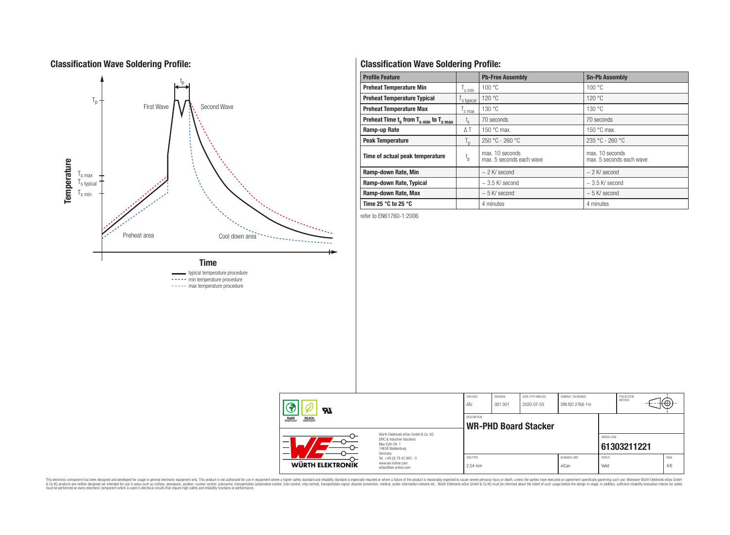## Classification Wave Soldering Profile:

Temperature

$T_p$

$t_p$

First Wave

Second Wave

$T_{s\,max}$

$T_{s\,typical}$

$T_{s\,min}$

Preheat area

Cool down area

Time

typical temperature procedure

min temperature procedure

max temperature procedure

## Classification Wave Soldering Profile:

| Profile Feature | | Pb-Free Assembly | Sn-Pb Assembly |
|---|---|---|---|
| Preheat Temperature Min | $T_{s\,min}$ | 100 °C | 100 °C |
| Preheat Temperature Typical | $T_{s\,typical}$ | 120 °C | 120 °C |
| Preheat Temperature Max | $T_{s\,max}$ | 130 °C | 130 °C |
| Preheat Time $t_s$ from $T_{s\,min}$ to $T_{s\,max}$ | $t_s$ | 70 seconds | 70 seconds |
| Ramp-up Rate | ΔT | 150 °C max. | 150 °C max. |
| Peak Temperature | $T_p$ | 250 °C - 260 °C | 235 °C - 260 °C |
| Time of actual peak temperature | $t_p$ | max. 10 seconds max. 5 seconds each wave | max. 10 seconds max. 5 seconds each wave |
| Ramp-down Rate, Min | | ~ 2 K/ second | ~ 2 K/ second |
| Ramp-down Rate, Typical | | ~ 3.5 K/ second | ~ 3.5 K/ second |
| Ramp-down Rate, Max | | ~ 5 K/ second | ~ 5 K/ second |
| Time 25 °C to 25 °C | | 4 minutes | 4 minutes |

refer to EN61760-1:2006

| CHECKED | REVISION | DATE (YYYY-MM-DD) | GENERAL TOLERANCE | PROJECTION METHOD |
|---|---|---|---|---|
| ATo | 001.001 | 2020-07-03 | DIN ISO 2768-1m | |

DESCRIPTION

**WR-PHD Board Stacker**

ORDER CODE

**61303211221**

| SIZE/TYPE | BUSINESS UNIT | STATUS | PAGE |
|---|---|---|---|
| 2,54 mm | eiCan | Valid | 4/6 |

Würth Elektronik eiSos GmbH & Co. KG
EMC & Inductive Solutions
Max-Eyth-Str. 1
74638 Waldenburg
Germany
Tel. +49 (0) 79 42 945 - 0
www.we-online.com
eiSos@we-online.com

WÜRTH ELEKTRONIK

This electronic component has been designed and developed for usage in general electronic equipment only. This product is not authorized for use in equipment where a higher safety standard and reliability standard is especially required or where a failure of the product is reasonably expected to cause severe personal injury or death, unless the parties have executed an agreement specifically governing such use. Moreover Würth Elektronik eiSos GmbH & Co KG products are neither designed nor intended for use in areas such as military, aerospace, aviation, nuclear control, submarine, transportation (automotive control, train control, ship control), transportation signal, disaster prevention, medical, public information network etc.. Würth Elektronik eiSos GmbH & Co KG must be informed about the intent of such usage before the design-in stage. In addition, sufficient reliability evaluation checks for safety must be performed on every electronic component which is used in electrical circuits that require high safety and reliability functions or performance.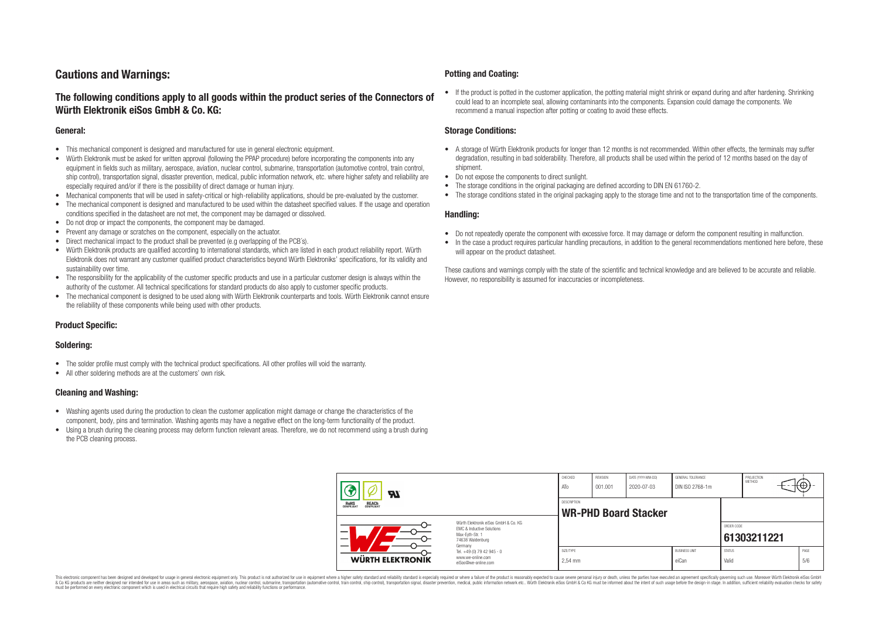## Cautions and Warnings:

### The following conditions apply to all goods within the product series of the Connectors of Würth Elektronik eiSos GmbH & Co. KG:

#### General:

- This mechanical component is designed and manufactured for use in general electronic equipment.
- Würth Elektronik must be asked for written approval (following the PPAP procedure) before incorporating the components into any equipment in fields such as military, aerospace, aviation, nuclear control, submarine, transportation (automotive control, train control, ship control), transportation signal, disaster prevention, medical, public information network, etc. where higher safety and reliability are especially required and/or if there is the possibility of direct damage or human injury.
- Mechanical components that will be used in safety-critical or high-reliability applications, should be pre-evaluated by the customer.
- The mechanical component is designed and manufactured to be used within the datasheet specified values. If the usage and operation conditions specified in the datasheet are not met, the component may be damaged or dissolved.
- Do not drop or impact the components, the component may be damaged.
- Prevent any damage or scratches on the component, especially on the actuator.
- Direct mechanical impact to the product shall be prevented (e.g overlapping of the PCB's).
- Würth Elektronik products are qualified according to international standards, which are listed in each product reliability report. Würth Elektronik does not warrant any customer qualified product characteristics beyond Würth Elektroniks' specifications, for its validity and sustainability over time.
- The responsibility for the applicability of the customer specific products and use in a particular customer design is always within the authority of the customer. All technical specifications for standard products do also apply to customer specific products.
- The mechanical component is designed to be used along with Würth Elektronik counterparts and tools. Würth Elektronik cannot ensure the reliability of these components while being used with other products.

#### Product Specific:

#### Soldering:

- The solder profile must comply with the technical product specifications. All other profiles will void the warranty.
- All other soldering methods are at the customers' own risk.

#### Cleaning and Washing:

- Washing agents used during the production to clean the customer application might damage or change the characteristics of the component, body, pins and termination. Washing agents may have a negative effect on the long-term functionality of the product.
- Using a brush during the cleaning process may deform function relevant areas. Therefore, we do not recommend using a brush during the PCB cleaning process.

#### Potting and Coating:

- If the product is potted in the customer application, the potting material might shrink or expand during and after hardening. Shrinking could lead to an incomplete seal, allowing contaminants into the components. Expansion could damage the components. We recommend a manual inspection after potting or coating to avoid these effects.

#### Storage Conditions:

- A storage of Würth Elektronik products for longer than 12 months is not recommended. Within other effects, the terminals may suffer degradation, resulting in bad solderability. Therefore, all products shall be used within the period of 12 months based on the day of shipment.
- Do not expose the components to direct sunlight.
- The storage conditions in the original packaging are defined according to DIN EN 61760-2.
- The storage conditions stated in the original packaging apply to the storage time and not to the transportation time of the components.

#### Handling:

- Do not repeatedly operate the component with excessive force. It may damage or deform the component resulting in malfunction.
- In the case a product requires particular handling precautions, in addition to the general recommendations mentioned here before, these will appear on the product datasheet.

These cautions and warnings comply with the state of the scientific and technical knowledge and are believed to be accurate and reliable. However, no responsibility is assumed for inaccuracies or incompleteness.

| CHECKED | REVISION | DATE (YYYY-MM-DD) | GENERAL TOLERANCE | PROJECTION METHOD |
|---|---|---|---|---|
| ATo | 001.001 | 2020-07-03 | DIN ISO 2768-1m | |

DESCRIPTION: **WR-PHD Board Stacker**

Würth Elektronik eiSos GmbH & Co. KG
EMC & Inductive Solutions
Max-Eyth-Str. 1
74638 Waldenburg
Germany
Tel. +49 (0) 79 42 945 - 0
www.we-online.com
eiSos@we-online.com

| ORDER CODE | SIZE/TYPE | BUSINESS UNIT | STATUS | PAGE |
|---|---|---|---|---|
| 61303211221 | 2,54 mm | eiCan | Valid | 5/6 |

This electronic component has been designed and developed for usage in general electronic equipment only. This product is not authorized for use in equipment where a higher safety standard and reliability standard is especially required or where a failure of the product is reasonably expected to cause severe personal injury or death, unless the parties have executed an agreement specifically governing such use. Moreover Würth Elektronik eiSos GmbH & Co KG products are neither designed nor intended for use in areas such as military, aerospace, aviation, nuclear control, submarine, transportation (automotive control, train control, ship control), transportation signal, disaster prevention, medical, public information network etc.. Würth Elektronik eiSos GmbH & Co KG must be informed about the intent of such usage before the design-in stage. In addition, sufficient reliability evaluation checks for safety must be performed on every electronic component which is used in electrical circuits that require high safety and reliability functions or performance.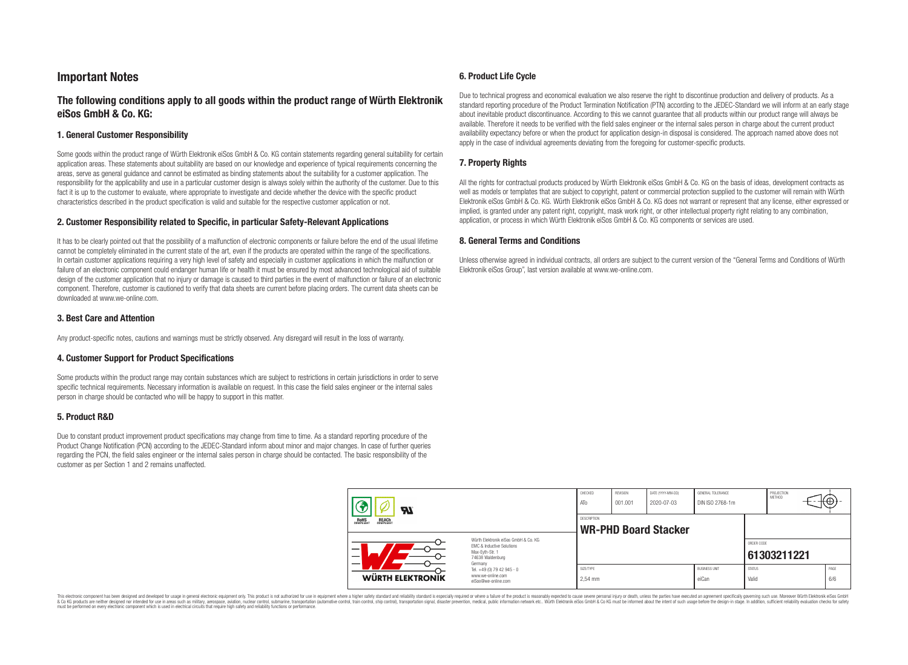# Important Notes

## The following conditions apply to all goods within the product range of Würth Elektronik eiSos GmbH & Co. KG:

### 1. General Customer Responsibility

Some goods within the product range of Würth Elektronik eiSos GmbH & Co. KG contain statements regarding general suitability for certain application areas. These statements about suitability are based on our knowledge and experience of typical requirements concerning the areas, serve as general guidance and cannot be estimated as binding statements about the suitability for a customer application. The responsibility for the applicability and use in a particular customer design is always solely within the authority of the customer. Due to this fact it is up to the customer to evaluate, where appropriate to investigate and decide whether the device with the specific product characteristics described in the product specification is valid and suitable for the respective customer application or not.

### 2. Customer Responsibility related to Specific, in particular Safety-Relevant Applications

It has to be clearly pointed out that the possibility of a malfunction of electronic components or failure before the end of the usual lifetime cannot be completely eliminated in the current state of the art, even if the products are operated within the range of the specifications. In certain customer applications requiring a very high level of safety and especially in customer applications in which the malfunction or failure of an electronic component could endanger human life or health it must be ensured by most advanced technological aid of suitable design of the customer application that no injury or damage is caused to third parties in the event of malfunction or failure of an electronic component. Therefore, customer is cautioned to verify that data sheets are current before placing orders. The current data sheets can be downloaded at www.we-online.com.

### 3. Best Care and Attention

Any product-specific notes, cautions and warnings must be strictly observed. Any disregard will result in the loss of warranty.

### 4. Customer Support for Product Specifications

Some products within the product range may contain substances which are subject to restrictions in certain jurisdictions in order to serve specific technical requirements. Necessary information is available on request. In this case the field sales engineer or the internal sales person in charge should be contacted who will be happy to support in this matter.

### 5. Product R&D

Due to constant product improvement product specifications may change from time to time. As a standard reporting procedure of the Product Change Notification (PCN) according to the JEDEC-Standard inform about minor and major changes. In case of further queries regarding the PCN, the field sales engineer or the internal sales person in charge should be contacted. The basic responsibility of the customer as per Section 1 and 2 remains unaffected.

### 6. Product Life Cycle

Due to technical progress and economical evaluation we also reserve the right to discontinue production and delivery of products. As a standard reporting procedure of the Product Termination Notification (PTN) according to the JEDEC-Standard we will inform at an early stage about inevitable product discontinuance. According to this we cannot guarantee that all products within our product range will always be available. Therefore it needs to be verified with the field sales engineer or the internal sales person in charge about the current product availability expectancy before or when the product for application design-in disposal is considered. The approach named above does not apply in the case of individual agreements deviating from the foregoing for customer-specific products.

### 7. Property Rights

All the rights for contractual products produced by Würth Elektronik eiSos GmbH & Co. KG on the basis of ideas, development contracts as well as models or templates that are subject to copyright, patent or commercial protection supplied to the customer will remain with Würth Elektronik eiSos GmbH & Co. KG. Würth Elektronik eiSos GmbH & Co. KG does not warrant or represent that any license, either expressed or implied, is granted under any patent right, copyright, mask work right, or other intellectual property right relating to any combination, application, or process in which Würth Elektronik eiSos GmbH & Co. KG components or services are used.

### 8. General Terms and Conditions

Unless otherwise agreed in individual contracts, all orders are subject to the current version of the "General Terms and Conditions of Würth Elektronik eiSos Group", last version available at www.we-online.com.

| CHECKED | REVISION | DATE (YYYY-MM-DD) | GENERAL TOLERANCE | PROJECTION METHOD |
|---|---|---|---|---|
| ATo | 001.001 | 2020-07-03 | DIN ISO 2768-1m | |

DESCRIPTION: **WR-PHD Board Stacker**

ORDER CODE: **61303211221**

| SIZE/TYPE | BUSINESS UNIT | STATUS | PAGE |
|---|---|---|---|
| 2,54 mm | eiCan | Valid | 6/6 |

Würth Elektronik eiSos GmbH & Co. KG
EMC & Inductive Solutions
Max-Eyth-Str. 1
74638 Waldenburg
Germany
Tel. +49 (0) 79 42 945 - 0
www.we-online.com
eiSos@we-online.com

This electronic component has been designed and developed for usage in general electronic equipment only. This product is not authorized for use in equipment where a higher safety standard and reliability standard is especially required or where a failure of the product is reasonably expected to cause severe personal injury or death, unless the parties have executed an agreement specifically governing such use. Moreover Würth Elektronik eiSos GmbH & Co KG products are neither designed nor intended for use in areas such as military, aerospace, aviation, nuclear control, submarine, transportation (automotive control, train control, ship control), transportation signal, disaster prevention, medical, public information network etc.. Würth Elektronik eiSos GmbH & Co KG must be informed about the intent of such usage before the design-in stage. In addition, sufficient reliability evaluation checks for safety must be performed on every electronic component which is used in electrical circuits that require high safety and reliability functions or performance.